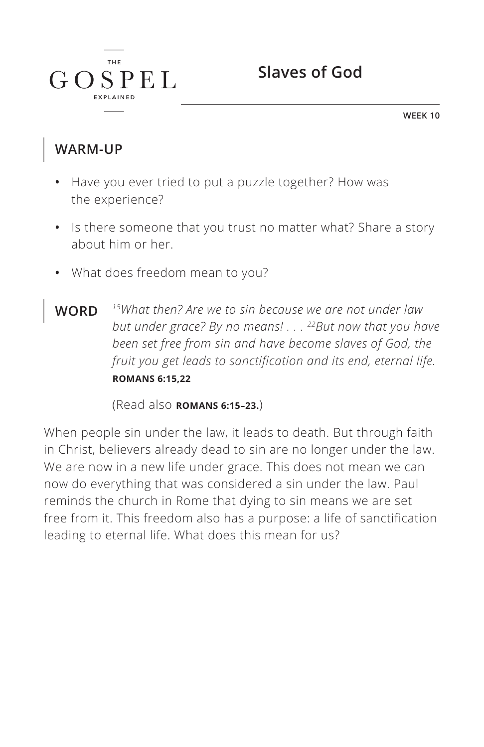THE GOSPEL EXPLAINED

# Slaves of God

WEEK 10

## WARM-UP

- Have you ever tried to put a puzzle together? How was the experience?
- Is there someone that you trust no matter what? Share a story about him or her.
- What does freedom mean to you?

## WORD

*[15]What then? Are we to sin because we are not under law but under grace? By no means! . . . [22]But now that you have been set free from sin and have become slaves of God, the fruit you get leads to sanctification and its end, eternal life.*
**ROMANS 6:15,22**

(Read also **ROMANS 6:15–23.**)

When people sin under the law, it leads to death. But through faith in Christ, believers already dead to sin are no longer under the law. We are now in a new life under grace. This does not mean we can now do everything that was considered a sin under the law. Paul reminds the church in Rome that dying to sin means we are set free from it. This freedom also has a purpose: a life of sanctification leading to eternal life. What does this mean for us?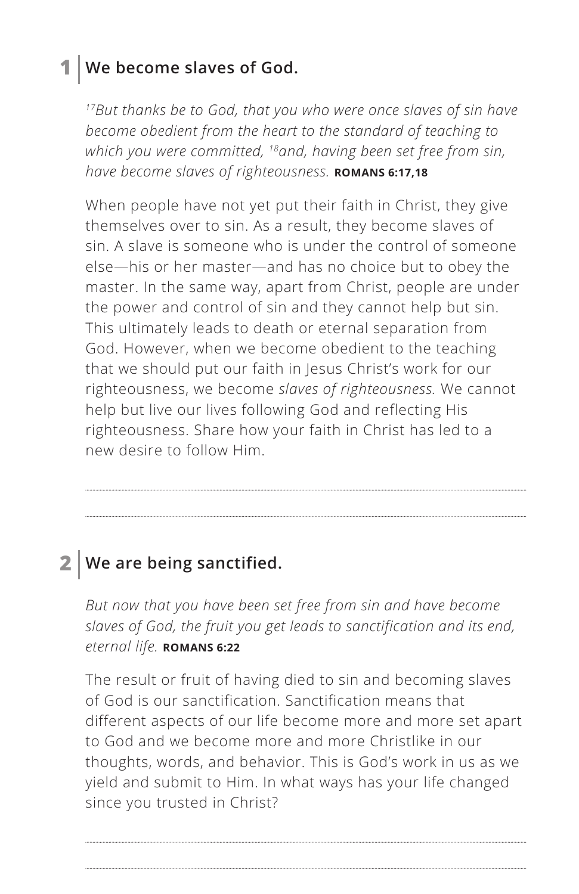## 1 | We become slaves of God.

*[17]But thanks be to God, that you who were once slaves of sin have become obedient from the heart to the standard of teaching to which you were committed, [18]and, having been set free from sin, have become slaves of righteousness.* **ROMANS 6:17,18**

When people have not yet put their faith in Christ, they give themselves over to sin. As a result, they become slaves of sin. A slave is someone who is under the control of someone else—his or her master—and has no choice but to obey the master. In the same way, apart from Christ, people are under the power and control of sin and they cannot help but sin. This ultimately leads to death or eternal separation from God. However, when we become obedient to the teaching that we should put our faith in Jesus Christ's work for our righteousness, we become *slaves of righteousness.* We cannot help but live our lives following God and reflecting His righteousness. Share how your faith in Christ has led to a new desire to follow Him.

## 2 | We are being sanctified.

*But now that you have been set free from sin and have become slaves of God, the fruit you get leads to sanctification and its end, eternal life.* **ROMANS 6:22**

The result or fruit of having died to sin and becoming slaves of God is our sanctification. Sanctification means that different aspects of our life become more and more set apart to God and we become more and more Christlike in our thoughts, words, and behavior. This is God's work in us as we yield and submit to Him. In what ways has your life changed since you trusted in Christ?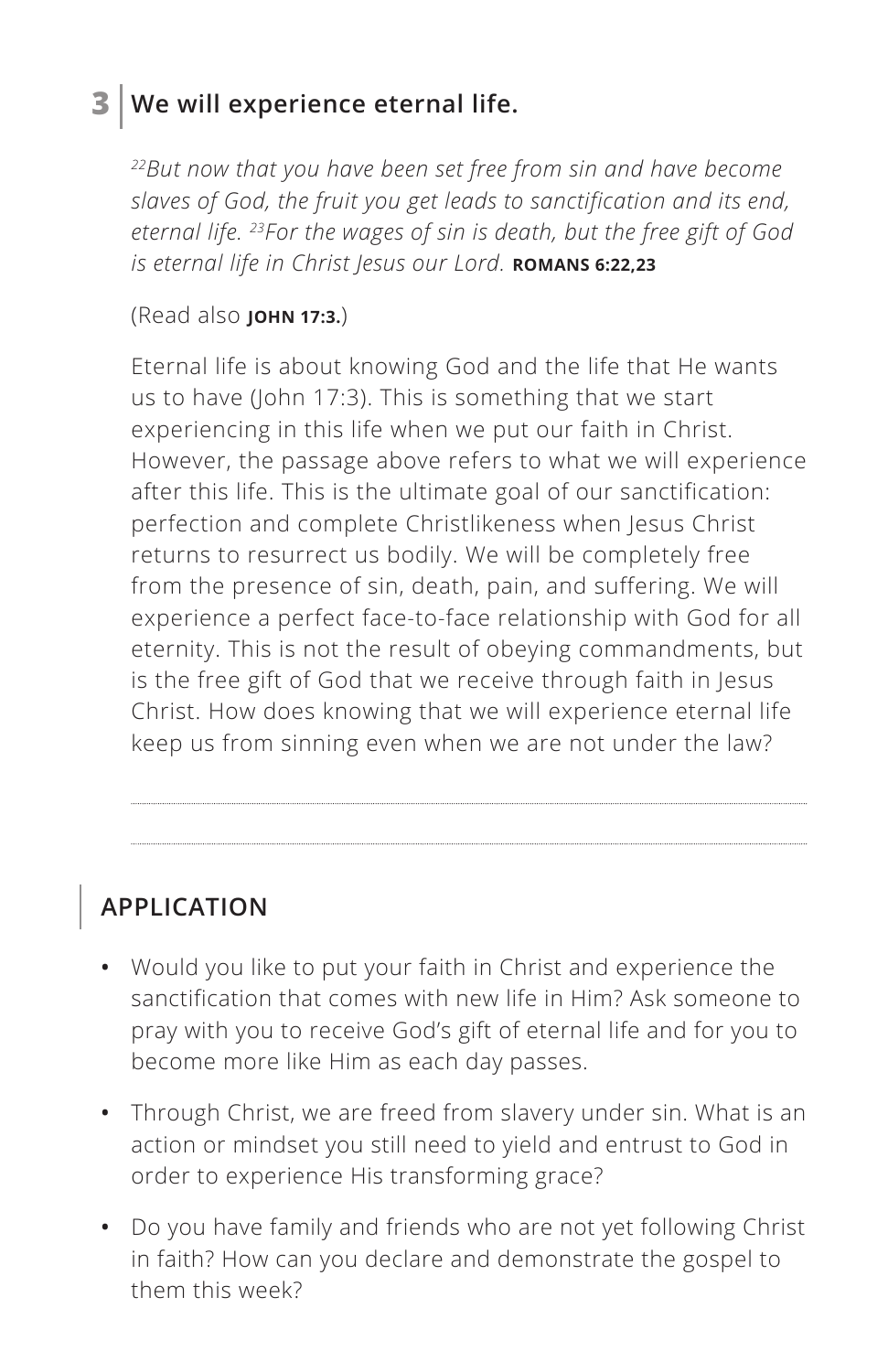## 3 We will experience eternal life.

*[22]But now that you have been set free from sin and have become slaves of God, the fruit you get leads to sanctification and its end, eternal life. [23]For the wages of sin is death, but the free gift of God is eternal life in Christ Jesus our Lord.* **ROMANS 6:22,23**

(Read also **JOHN 17:3.**)

Eternal life is about knowing God and the life that He wants us to have (John 17:3). This is something that we start experiencing in this life when we put our faith in Christ. However, the passage above refers to what we will experience after this life. This is the ultimate goal of our sanctification: perfection and complete Christlikeness when Jesus Christ returns to resurrect us bodily. We will be completely free from the presence of sin, death, pain, and suffering. We will experience a perfect face-to-face relationship with God for all eternity. This is not the result of obeying commandments, but is the free gift of God that we receive through faith in Jesus Christ. How does knowing that we will experience eternal life keep us from sinning even when we are not under the law?

## APPLICATION

- Would you like to put your faith in Christ and experience the sanctification that comes with new life in Him? Ask someone to pray with you to receive God's gift of eternal life and for you to become more like Him as each day passes.
- Through Christ, we are freed from slavery under sin. What is an action or mindset you still need to yield and entrust to God in order to experience His transforming grace?
- Do you have family and friends who are not yet following Christ in faith? How can you declare and demonstrate the gospel to them this week?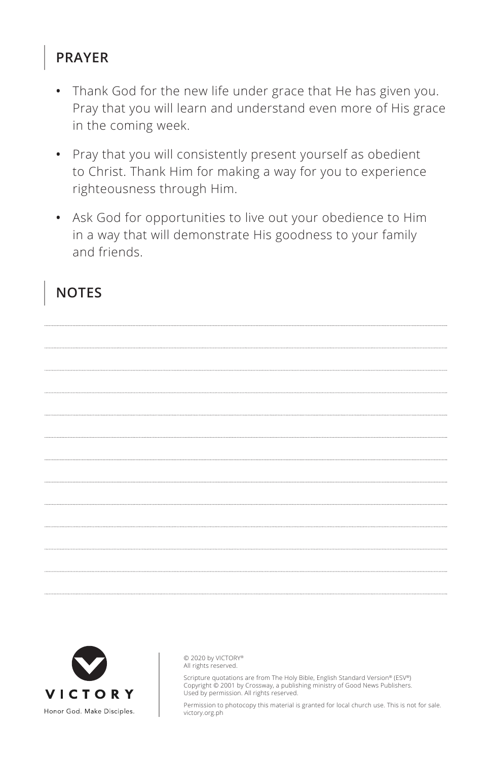## PRAYER

- Thank God for the new life under grace that He has given you. Pray that you will learn and understand even more of His grace in the coming week.
- Pray that you will consistently present yourself as obedient to Christ. Thank Him for making a way for you to experience righteousness through Him.
- Ask God for opportunities to live out your obedience to Him in a way that will demonstrate His goodness to your family and friends.

## NOTES

VICTORY

Honor God. Make Disciples.

© 2020 by VICTORY®
All rights reserved.

Scripture quotations are from The Holy Bible, English Standard Version® (ESV®) Copyright © 2001 by Crossway, a publishing ministry of Good News Publishers. Used by permission. All rights reserved.

Permission to photocopy this material is granted for local church use. This is not for sale.
victory.org.ph